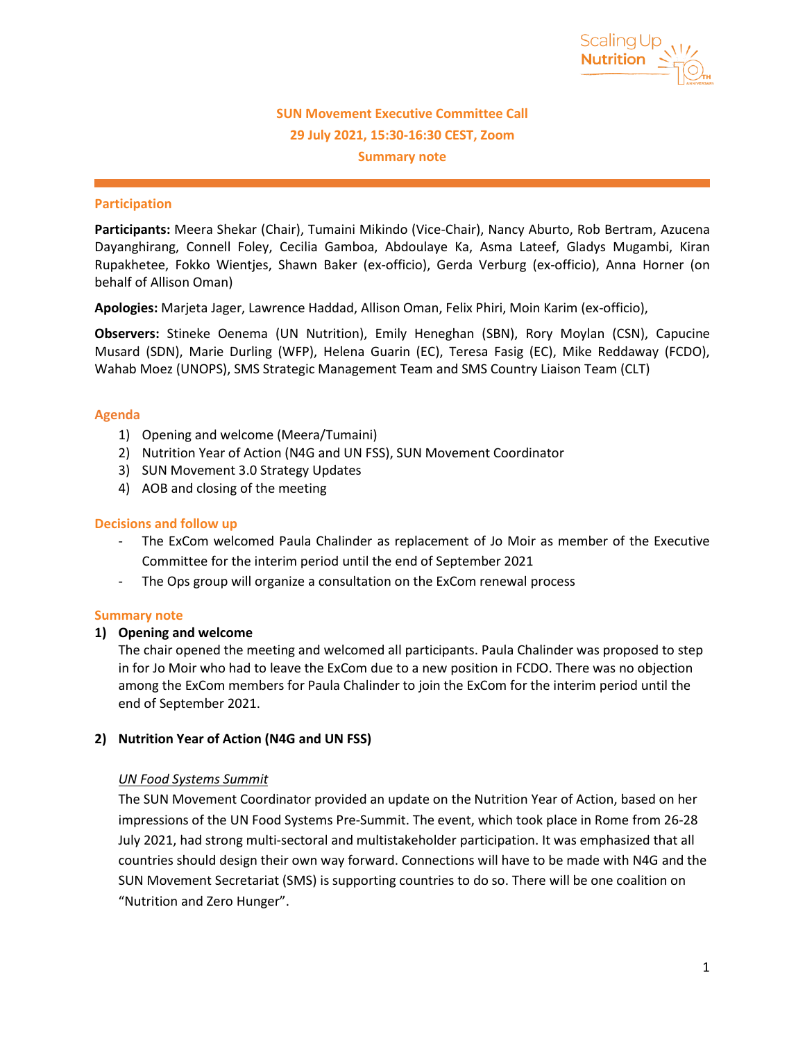# SUN Movement Executive Committee Call
## 29 July 2021, 15:30-16:30 CEST, Zoom
## Summary note

### Participation

**Participants:** Meera Shekar (Chair), Tumaini Mikindo (Vice-Chair), Nancy Aburto, Rob Bertram, Azucena Dayanghirang, Connell Foley, Cecilia Gamboa, Abdoulaye Ka, Asma Lateef, Gladys Mugambi, Kiran Rupakhetee, Fokko Wientjes, Shawn Baker (ex-officio), Gerda Verburg (ex-officio), Anna Horner (on behalf of Allison Oman)

**Apologies:** Marjeta Jager, Lawrence Haddad, Allison Oman, Felix Phiri, Moin Karim (ex-officio),

**Observers:** Stineke Oenema (UN Nutrition), Emily Heneghan (SBN), Rory Moylan (CSN), Capucine Musard (SDN), Marie Durling (WFP), Helena Guarin (EC), Teresa Fasig (EC), Mike Reddaway (FCDO), Wahab Moez (UNOPS), SMS Strategic Management Team and SMS Country Liaison Team (CLT)

### Agenda

1) Opening and welcome (Meera/Tumaini)
2) Nutrition Year of Action (N4G and UN FSS), SUN Movement Coordinator
3) SUN Movement 3.0 Strategy Updates
4) AOB and closing of the meeting

### Decisions and follow up

- The ExCom welcomed Paula Chalinder as replacement of Jo Moir as member of the Executive Committee for the interim period until the end of September 2021
- The Ops group will organize a consultation on the ExCom renewal process

### Summary note

**1) Opening and welcome**

The chair opened the meeting and welcomed all participants. Paula Chalinder was proposed to step in for Jo Moir who had to leave the ExCom due to a new position in FCDO. There was no objection among the ExCom members for Paula Chalinder to join the ExCom for the interim period until the end of September 2021.

**2) Nutrition Year of Action (N4G and UN FSS)**

*UN Food Systems Summit*

The SUN Movement Coordinator provided an update on the Nutrition Year of Action, based on her impressions of the UN Food Systems Pre-Summit. The event, which took place in Rome from 26-28 July 2021, had strong multi-sectoral and multistakeholder participation. It was emphasized that all countries should design their own way forward. Connections will have to be made with N4G and the SUN Movement Secretariat (SMS) is supporting countries to do so. There will be one coalition on "Nutrition and Zero Hunger".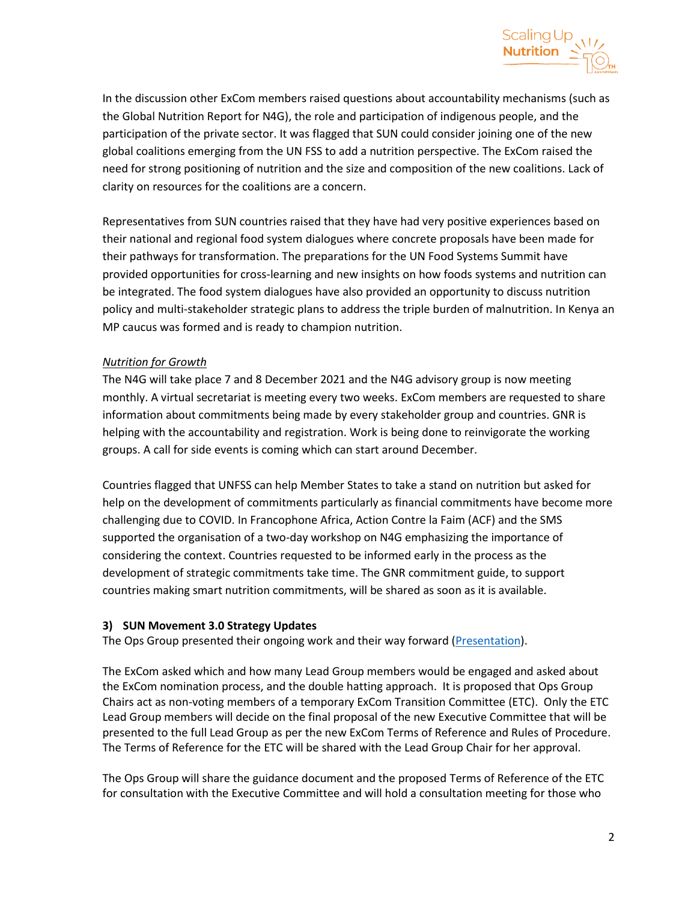In the discussion other ExCom members raised questions about accountability mechanisms (such as the Global Nutrition Report for N4G), the role and participation of indigenous people, and the participation of the private sector. It was flagged that SUN could consider joining one of the new global coalitions emerging from the UN FSS to add a nutrition perspective. The ExCom raised the need for strong positioning of nutrition and the size and composition of the new coalitions. Lack of clarity on resources for the coalitions are a concern.

Representatives from SUN countries raised that they have had very positive experiences based on their national and regional food system dialogues where concrete proposals have been made for their pathways for transformation. The preparations for the UN Food Systems Summit have provided opportunities for cross-learning and new insights on how foods systems and nutrition can be integrated. The food system dialogues have also provided an opportunity to discuss nutrition policy and multi-stakeholder strategic plans to address the triple burden of malnutrition. In Kenya an MP caucus was formed and is ready to champion nutrition.

*Nutrition for Growth*

The N4G will take place 7 and 8 December 2021 and the N4G advisory group is now meeting monthly. A virtual secretariat is meeting every two weeks. ExCom members are requested to share information about commitments being made by every stakeholder group and countries. GNR is helping with the accountability and registration. Work is being done to reinvigorate the working groups. A call for side events is coming which can start around December.

Countries flagged that UNFSS can help Member States to take a stand on nutrition but asked for help on the development of commitments particularly as financial commitments have become more challenging due to COVID. In Francophone Africa, Action Contre la Faim (ACF) and the SMS supported the organisation of a two-day workshop on N4G emphasizing the importance of considering the context. Countries requested to be informed early in the process as the development of strategic commitments take time. The GNR commitment guide, to support countries making smart nutrition commitments, will be shared as soon as it is available.

### 3) SUN Movement 3.0 Strategy Updates

The Ops Group presented their ongoing work and their way forward (Presentation).

The ExCom asked which and how many Lead Group members would be engaged and asked about the ExCom nomination process, and the double hatting approach. It is proposed that Ops Group Chairs act as non-voting members of a temporary ExCom Transition Committee (ETC). Only the ETC Lead Group members will decide on the final proposal of the new Executive Committee that will be presented to the full Lead Group as per the new ExCom Terms of Reference and Rules of Procedure. The Terms of Reference for the ETC will be shared with the Lead Group Chair for her approval.

The Ops Group will share the guidance document and the proposed Terms of Reference of the ETC for consultation with the Executive Committee and will hold a consultation meeting for those who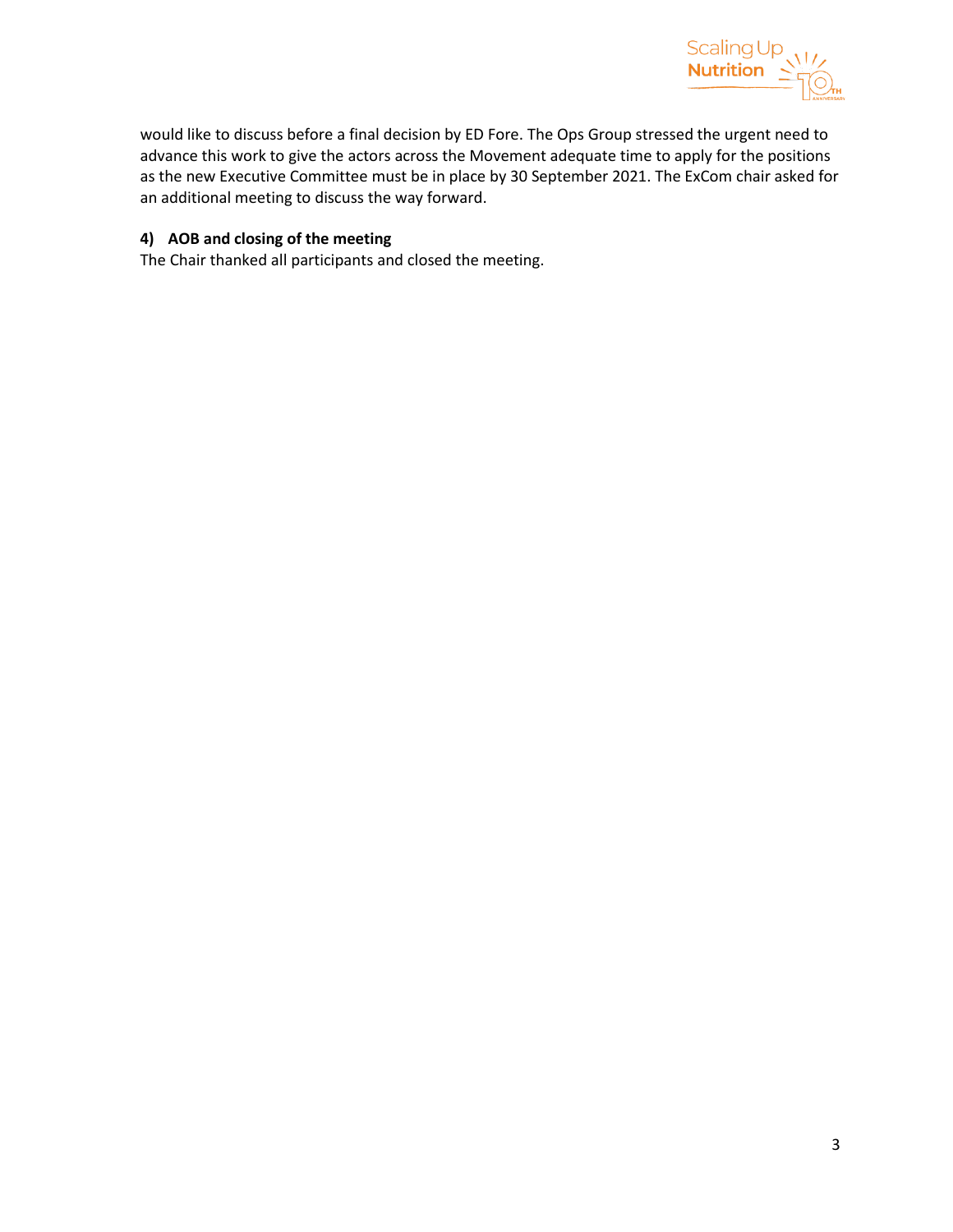would like to discuss before a final decision by ED Fore. The Ops Group stressed the urgent need to advance this work to give the actors across the Movement adequate time to apply for the positions as the new Executive Committee must be in place by 30 September 2021. The ExCom chair asked for an additional meeting to discuss the way forward.

**4) AOB and closing of the meeting**

The Chair thanked all participants and closed the meeting.